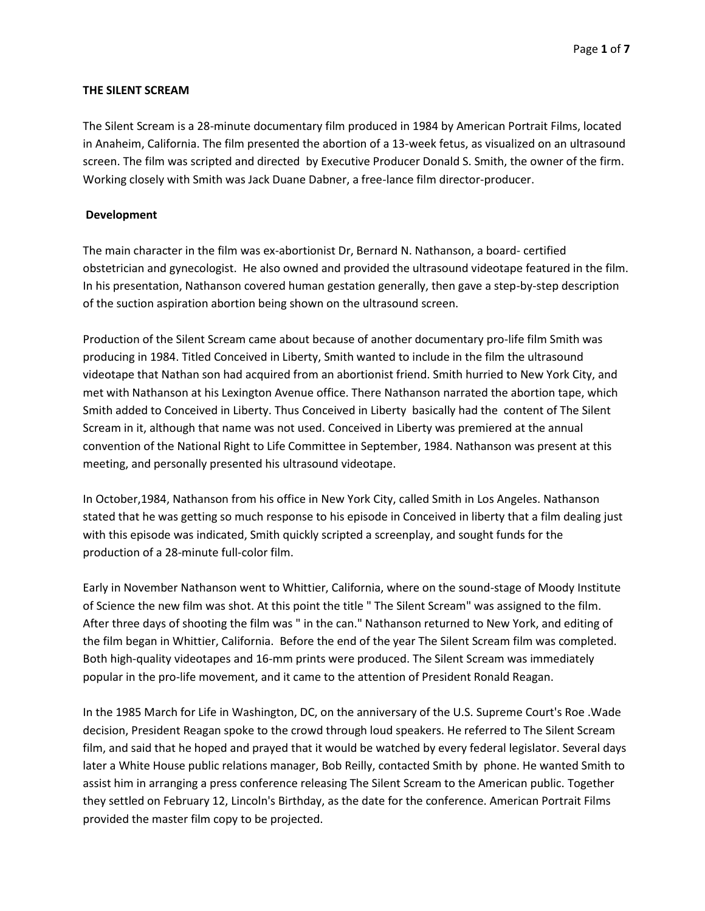**THE SILENT SCREAM**

The Silent Scream is a 28-minute documentary film produced in 1984 by American Portrait Films, located in Anaheim, California. The film presented the abortion of a 13-week fetus, as visualized on an ultrasound screen. The film was scripted and directed by Executive Producer Donald S. Smith, the owner of the firm. Working closely with Smith was Jack Duane Dabner, a free-lance film director-producer.

**Development**

The main character in the film was ex-abortionist Dr, Bernard N. Nathanson, a board- certified obstetrician and gynecologist. He also owned and provided the ultrasound videotape featured in the film. In his presentation, Nathanson covered human gestation generally, then gave a step-by-step description of the suction aspiration abortion being shown on the ultrasound screen.

Production of the Silent Scream came about because of another documentary pro-life film Smith was producing in 1984. Titled Conceived in Liberty, Smith wanted to include in the film the ultrasound videotape that Nathan son had acquired from an abortionist friend. Smith hurried to New York City, and met with Nathanson at his Lexington Avenue office. There Nathanson narrated the abortion tape, which Smith added to Conceived in Liberty. Thus Conceived in Liberty basically had the content of The Silent Scream in it, although that name was not used. Conceived in Liberty was premiered at the annual convention of the National Right to Life Committee in September, 1984. Nathanson was present at this meeting, and personally presented his ultrasound videotape.

In October,1984, Nathanson from his office in New York City, called Smith in Los Angeles. Nathanson stated that he was getting so much response to his episode in Conceived in liberty that a film dealing just with this episode was indicated, Smith quickly scripted a screenplay, and sought funds for the production of a 28-minute full-color film.

Early in November Nathanson went to Whittier, California, where on the sound-stage of Moody Institute of Science the new film was shot. At this point the title " The Silent Scream" was assigned to the film. After three days of shooting the film was " in the can." Nathanson returned to New York, and editing of the film began in Whittier, California. Before the end of the year The Silent Scream film was completed. Both high-quality videotapes and 16-mm prints were produced. The Silent Scream was immediately popular in the pro-life movement, and it came to the attention of President Ronald Reagan.

In the 1985 March for Life in Washington, DC, on the anniversary of the U.S. Supreme Court's Roe .Wade decision, President Reagan spoke to the crowd through loud speakers. He referred to The Silent Scream film, and said that he hoped and prayed that it would be watched by every federal legislator. Several days later a White House public relations manager, Bob Reilly, contacted Smith by phone. He wanted Smith to assist him in arranging a press conference releasing The Silent Scream to the American public. Together they settled on February 12, Lincoln's Birthday, as the date for the conference. American Portrait Films provided the master film copy to be projected.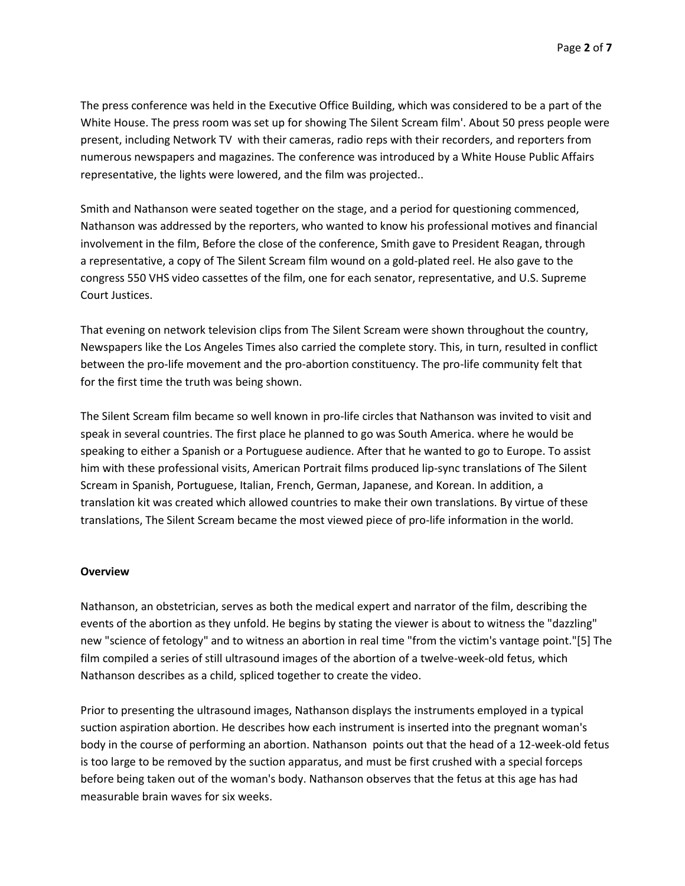The press conference was held in the Executive Office Building, which was considered to be a part of the White House. The press room was set up for showing The Silent Scream film'. About 50 press people were present, including Network TV with their cameras, radio reps with their recorders, and reporters from numerous newspapers and magazines. The conference was introduced by a White House Public Affairs representative, the lights were lowered, and the film was projected..

Smith and Nathanson were seated together on the stage, and a period for questioning commenced, Nathanson was addressed by the reporters, who wanted to know his professional motives and financial involvement in the film, Before the close of the conference, Smith gave to President Reagan, through a representative, a copy of The Silent Scream film wound on a gold-plated reel. He also gave to the congress 550 VHS video cassettes of the film, one for each senator, representative, and U.S. Supreme Court Justices.

That evening on network television clips from The Silent Scream were shown throughout the country, Newspapers like the Los Angeles Times also carried the complete story. This, in turn, resulted in conflict between the pro-life movement and the pro-abortion constituency. The pro-life community felt that for the first time the truth was being shown.

The Silent Scream film became so well known in pro-life circles that Nathanson was invited to visit and speak in several countries. The first place he planned to go was South America. where he would be speaking to either a Spanish or a Portuguese audience. After that he wanted to go to Europe. To assist him with these professional visits, American Portrait films produced lip-sync translations of The Silent Scream in Spanish, Portuguese, Italian, French, German, Japanese, and Korean. In addition, a translation kit was created which allowed countries to make their own translations. By virtue of these translations, The Silent Scream became the most viewed piece of pro-life information in the world.

**Overview**

Nathanson, an obstetrician, serves as both the medical expert and narrator of the film, describing the events of the abortion as they unfold. He begins by stating the viewer is about to witness the "dazzling" new "science of fetology" and to witness an abortion in real time "from the victim's vantage point."[5] The film compiled a series of still ultrasound images of the abortion of a twelve-week-old fetus, which Nathanson describes as a child, spliced together to create the video.

Prior to presenting the ultrasound images, Nathanson displays the instruments employed in a typical suction aspiration abortion. He describes how each instrument is inserted into the pregnant woman's body in the course of performing an abortion. Nathanson points out that the head of a 12-week-old fetus is too large to be removed by the suction apparatus, and must be first crushed with a special forceps before being taken out of the woman's body. Nathanson observes that the fetus at this age has had measurable brain waves for six weeks.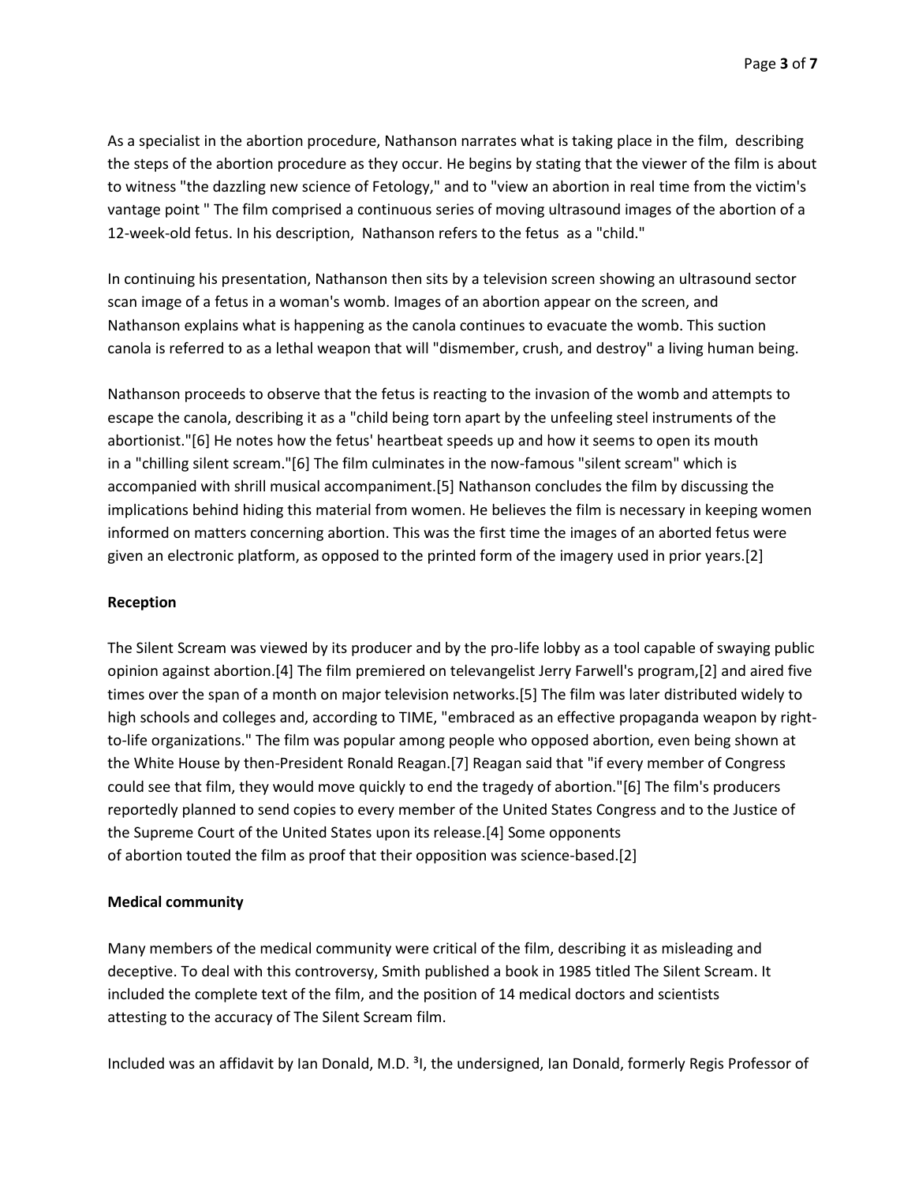As a specialist in the abortion procedure, Nathanson narrates what is taking place in the film, describing the steps of the abortion procedure as they occur. He begins by stating that the viewer of the film is about to witness "the dazzling new science of Fetology," and to "view an abortion in real time from the victim's vantage point " The film comprised a continuous series of moving ultrasound images of the abortion of a 12-week-old fetus. In his description, Nathanson refers to the fetus as a "child."

In continuing his presentation, Nathanson then sits by a television screen showing an ultrasound sector scan image of a fetus in a woman's womb. Images of an abortion appear on the screen, and Nathanson explains what is happening as the canola continues to evacuate the womb. This suction canola is referred to as a lethal weapon that will "dismember, crush, and destroy" a living human being.

Nathanson proceeds to observe that the fetus is reacting to the invasion of the womb and attempts to escape the canola, describing it as a "child being torn apart by the unfeeling steel instruments of the abortionist."[6] He notes how the fetus' heartbeat speeds up and how it seems to open its mouth in a "chilling silent scream."[6] The film culminates in the now-famous "silent scream" which is accompanied with shrill musical accompaniment.[5] Nathanson concludes the film by discussing the implications behind hiding this material from women. He believes the film is necessary in keeping women informed on matters concerning abortion. This was the first time the images of an aborted fetus were given an electronic platform, as opposed to the printed form of the imagery used in prior years.[2]

**Reception**

The Silent Scream was viewed by its producer and by the pro-life lobby as a tool capable of swaying public opinion against abortion.[4] The film premiered on televangelist Jerry Farwell's program,[2] and aired five times over the span of a month on major television networks.[5] The film was later distributed widely to high schools and colleges and, according to TIME, "embraced as an effective propaganda weapon by right-to-life organizations." The film was popular among people who opposed abortion, even being shown at the White House by then-President Ronald Reagan.[7] Reagan said that "if every member of Congress could see that film, they would move quickly to end the tragedy of abortion."[6] The film's producers reportedly planned to send copies to every member of the United States Congress and to the Justice of the Supreme Court of the United States upon its release.[4] Some opponents of abortion touted the film as proof that their opposition was science-based.[2]

**Medical community**

Many members of the medical community were critical of the film, describing it as misleading and deceptive. To deal with this controversy, Smith published a book in 1985 titled The Silent Scream. It included the complete text of the film, and the position of 14 medical doctors and scientists attesting to the accuracy of The Silent Scream film.

Included was an affidavit by Ian Donald, M.D. [3]I, the undersigned, Ian Donald, formerly Regis Professor of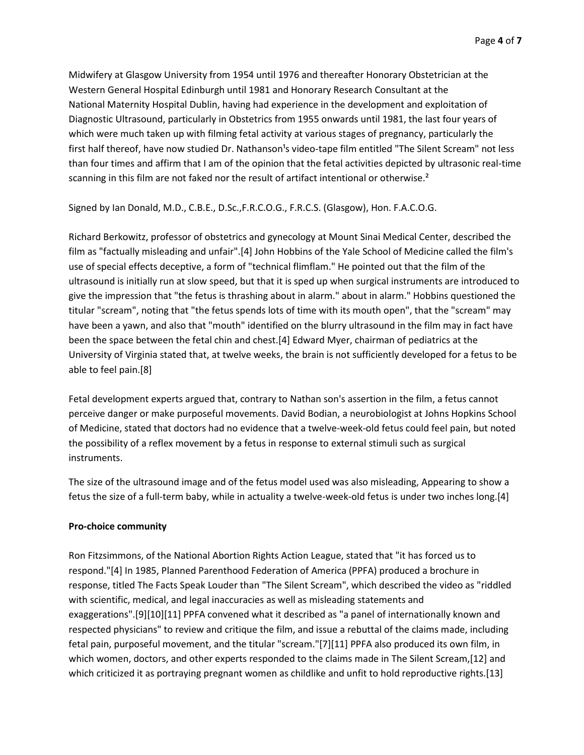Midwifery at Glasgow University from 1954 until 1976 and thereafter Honorary Obstetrician at the Western General Hospital Edinburgh until 1981 and Honorary Research Consultant at the National Maternity Hospital Dublin, having had experience in the development and exploitation of Diagnostic Ultrasound, particularly in Obstetrics from 1955 onwards until 1981, the last four years of which were much taken up with filming fetal activity at various stages of pregnancy, particularly the first half thereof, have now studied Dr. Nathanson[1]s video-tape film entitled "The Silent Scream" not less than four times and affirm that I am of the opinion that the fetal activities depicted by ultrasonic real-time scanning in this film are not faked nor the result of artifact intentional or otherwise.[2]

Signed by Ian Donald, M.D., C.B.E., D.Sc.,F.R.C.O.G., F.R.C.S. (Glasgow), Hon. F.A.C.O.G.

Richard Berkowitz, professor of obstetrics and gynecology at Mount Sinai Medical Center, described the film as "factually misleading and unfair".[4] John Hobbins of the Yale School of Medicine called the film's use of special effects deceptive, a form of "technical flimflam." He pointed out that the film of the ultrasound is initially run at slow speed, but that it is sped up when surgical instruments are introduced to give the impression that "the fetus is thrashing about in alarm." about in alarm." Hobbins questioned the titular "scream", noting that "the fetus spends lots of time with its mouth open", that the "scream" may have been a yawn, and also that "mouth" identified on the blurry ultrasound in the film may in fact have been the space between the fetal chin and chest.[4] Edward Myer, chairman of pediatrics at the University of Virginia stated that, at twelve weeks, the brain is not sufficiently developed for a fetus to be able to feel pain.[8]

Fetal development experts argued that, contrary to Nathan son's assertion in the film, a fetus cannot perceive danger or make purposeful movements. David Bodian, a neurobiologist at Johns Hopkins School of Medicine, stated that doctors had no evidence that a twelve-week-old fetus could feel pain, but noted the possibility of a reflex movement by a fetus in response to external stimuli such as surgical instruments.

The size of the ultrasound image and of the fetus model used was also misleading, Appearing to show a fetus the size of a full-term baby, while in actuality a twelve-week-old fetus is under two inches long.[4]

**Pro-choice community**

Ron Fitzsimmons, of the National Abortion Rights Action League, stated that "it has forced us to respond."[4] In 1985, Planned Parenthood Federation of America (PPFA) produced a brochure in response, titled The Facts Speak Louder than "The Silent Scream", which described the video as "riddled with scientific, medical, and legal inaccuracies as well as misleading statements and exaggerations".[9][10][11] PPFA convened what it described as "a panel of internationally known and respected physicians" to review and critique the film, and issue a rebuttal of the claims made, including fetal pain, purposeful movement, and the titular "scream."[7][11] PPFA also produced its own film, in which women, doctors, and other experts responded to the claims made in The Silent Scream,[12] and which criticized it as portraying pregnant women as childlike and unfit to hold reproductive rights.[13]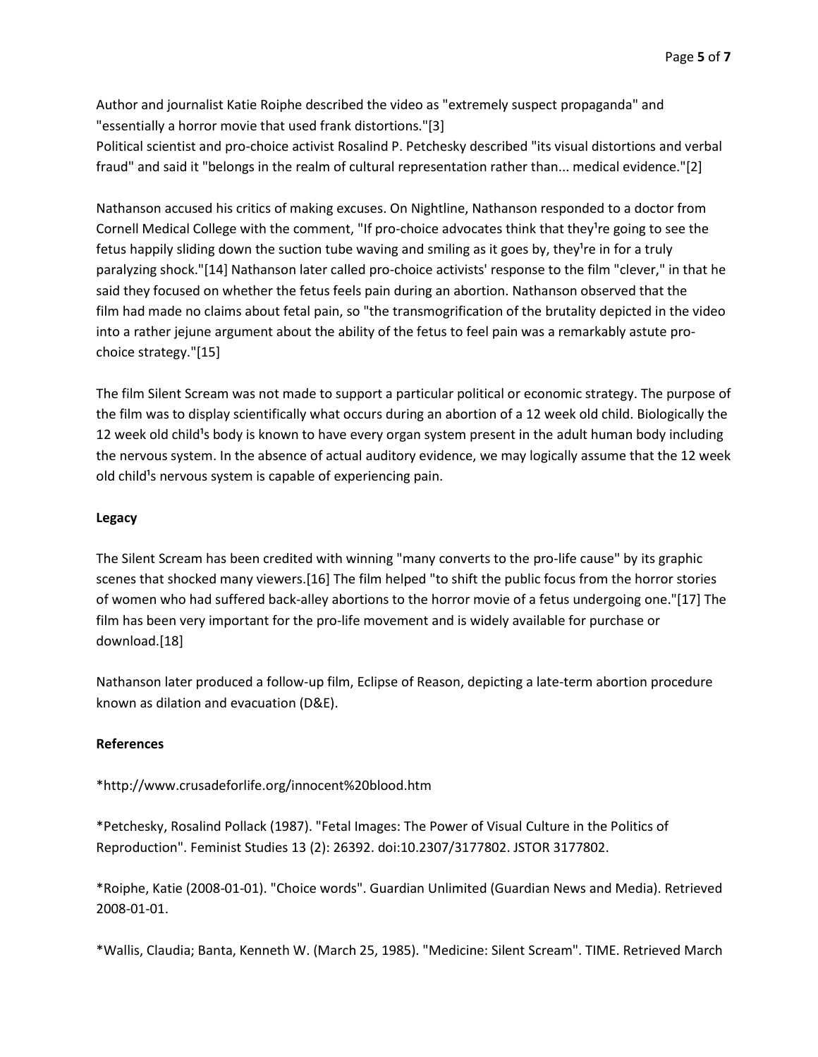Author and journalist Katie Roiphe described the video as "extremely suspect propaganda" and "essentially a horror movie that used frank distortions."[3]
Political scientist and pro-choice activist Rosalind P. Petchesky described "its visual distortions and verbal fraud" and said it "belongs in the realm of cultural representation rather than... medical evidence."[2]

Nathanson accused his critics of making excuses. On Nightline, Nathanson responded to a doctor from Cornell Medical College with the comment, "If pro-choice advocates think that they¹re going to see the fetus happily sliding down the suction tube waving and smiling as it goes by, they¹re in for a truly paralyzing shock."[14] Nathanson later called pro-choice activists' response to the film "clever," in that he said they focused on whether the fetus feels pain during an abortion. Nathanson observed that the film had made no claims about fetal pain, so "the transmogrification of the brutality depicted in the video into a rather jejune argument about the ability of the fetus to feel pain was a remarkably astute pro-choice strategy."[15]

The film Silent Scream was not made to support a particular political or economic strategy. The purpose of the film was to display scientifically what occurs during an abortion of a 12 week old child. Biologically the 12 week old child¹s body is known to have every organ system present in the adult human body including the nervous system. In the absence of actual auditory evidence, we may logically assume that the 12 week old child¹s nervous system is capable of experiencing pain.

**Legacy**

The Silent Scream has been credited with winning "many converts to the pro-life cause" by its graphic scenes that shocked many viewers.[16] The film helped "to shift the public focus from the horror stories of women who had suffered back-alley abortions to the horror movie of a fetus undergoing one."[17] The film has been very important for the pro-life movement and is widely available for purchase or download.[18]

Nathanson later produced a follow-up film, Eclipse of Reason, depicting a late-term abortion procedure known as dilation and evacuation (D&E).

**References**

*http://www.crusadeforlife.org/innocent%20blood.htm

*Petchesky, Rosalind Pollack (1987). "Fetal Images: The Power of Visual Culture in the Politics of Reproduction". Feminist Studies 13 (2): 26392. doi:10.2307/3177802. JSTOR 3177802.

*Roiphe, Katie (2008-01-01). "Choice words". Guardian Unlimited (Guardian News and Media). Retrieved 2008-01-01.

*Wallis, Claudia; Banta, Kenneth W. (March 25, 1985). "Medicine: Silent Scream". TIME. Retrieved March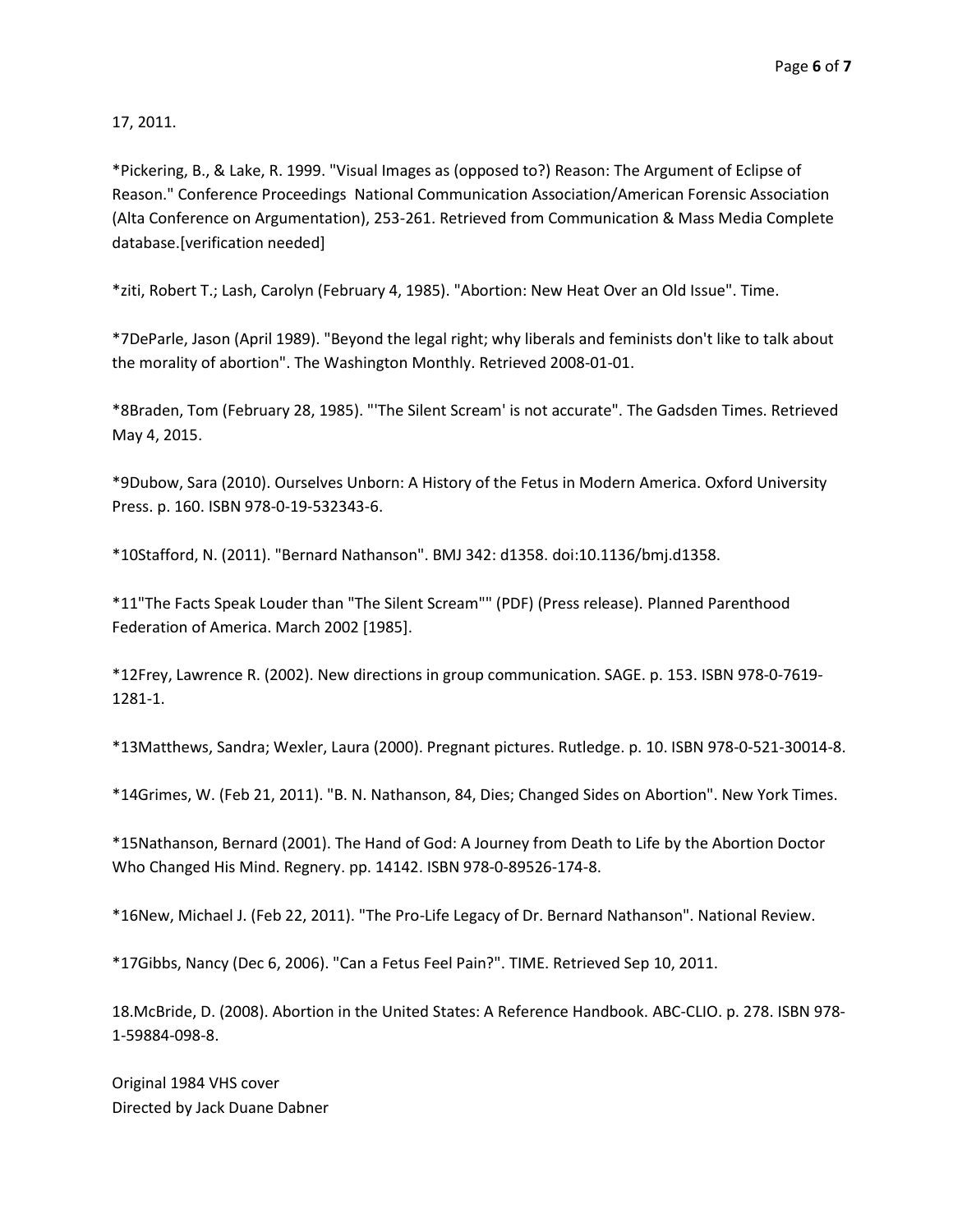17, 2011.

*Pickering, B., & Lake, R. 1999. "Visual Images as (opposed to?) Reason: The Argument of Eclipse of Reason." Conference Proceedings  National Communication Association/American Forensic Association (Alta Conference on Argumentation), 253-261. Retrieved from Communication & Mass Media Complete database.[verification needed]

*ziti, Robert T.; Lash, Carolyn (February 4, 1985). "Abortion: New Heat Over an Old Issue". Time.

*7DeParle, Jason (April 1989). "Beyond the legal right; why liberals and feminists don't like to talk about the morality of abortion". The Washington Monthly. Retrieved 2008-01-01.

*8Braden, Tom (February 28, 1985). "'The Silent Scream' is not accurate". The Gadsden Times. Retrieved May 4, 2015.

*9Dubow, Sara (2010). Ourselves Unborn: A History of the Fetus in Modern America. Oxford University Press. p. 160. ISBN 978-0-19-532343-6.

*10Stafford, N. (2011). "Bernard Nathanson". BMJ 342: d1358. doi:10.1136/bmj.d1358.

*11"The Facts Speak Louder than "The Silent Scream"" (PDF) (Press release). Planned Parenthood Federation of America. March 2002 [1985].

*12Frey, Lawrence R. (2002). New directions in group communication. SAGE. p. 153. ISBN 978-0-7619-1281-1.

*13Matthews, Sandra; Wexler, Laura (2000). Pregnant pictures. Rutledge. p. 10. ISBN 978-0-521-30014-8.

*14Grimes, W. (Feb 21, 2011). "B. N. Nathanson, 84, Dies; Changed Sides on Abortion". New York Times.

*15Nathanson, Bernard (2001). The Hand of God: A Journey from Death to Life by the Abortion Doctor Who Changed His Mind. Regnery. pp. 14142. ISBN 978-0-89526-174-8.

*16New, Michael J. (Feb 22, 2011). "The Pro-Life Legacy of Dr. Bernard Nathanson". National Review.

*17Gibbs, Nancy (Dec 6, 2006). "Can a Fetus Feel Pain?". TIME. Retrieved Sep 10, 2011.

18.McBride, D. (2008). Abortion in the United States: A Reference Handbook. ABC-CLIO. p. 278. ISBN 978-1-59884-098-8.

Original 1984 VHS cover
Directed by Jack Duane Dabner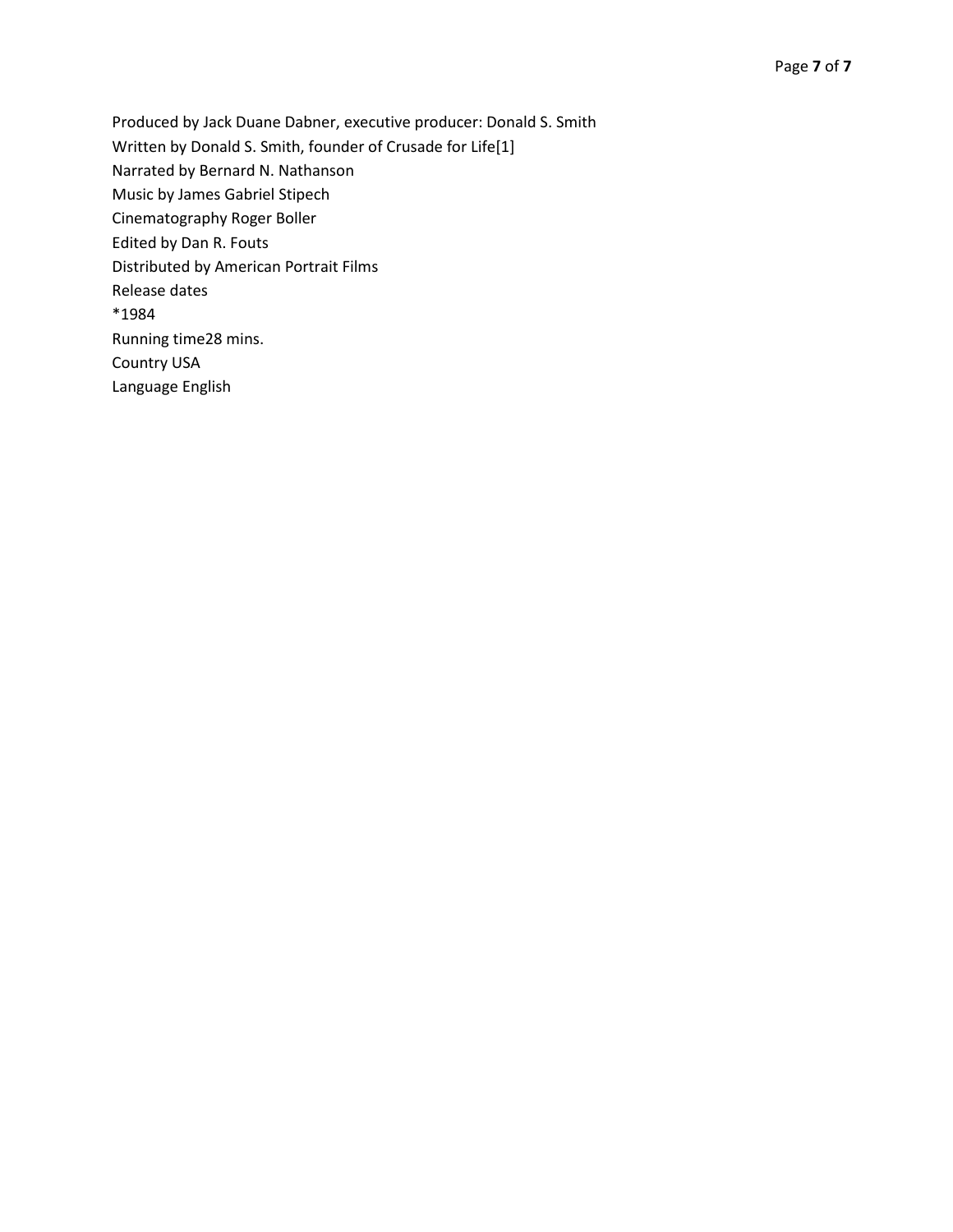Produced by Jack Duane Dabner, executive producer: Donald S. Smith
Written by Donald S. Smith, founder of Crusade for Life[1]
Narrated by Bernard N. Nathanson
Music by James Gabriel Stipech
Cinematography Roger Boller
Edited by Dan R. Fouts
Distributed by American Portrait Films
Release dates
*1984
Running time28 mins.
Country USA
Language English